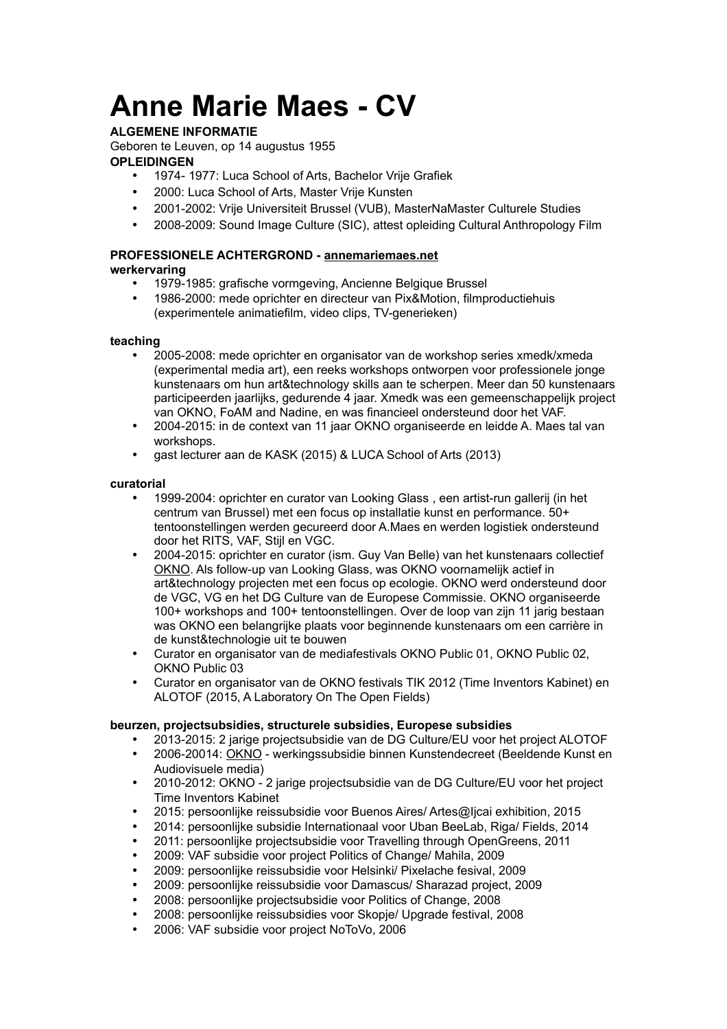# Anne Marie Maes - CV

**ALGEMENE INFORMATIE**

Geboren te Leuven, op 14 augustus 1955

**OPLEIDINGEN**

- 1974- 1977: Luca School of Arts, Bachelor Vrije Grafiek
- 2000: Luca School of Arts, Master Vrije Kunsten
- 2001-2002: Vrije Universiteit Brussel (VUB), MasterNaMaster Culturele Studies
- 2008-2009: Sound Image Culture (SIC), attest opleiding Cultural Anthropology Film

**PROFESSIONELE ACHTERGROND - annemariemaes.net**

**werkervaring**

- 1979-1985: grafische vormgeving, Ancienne Belgique Brussel
- 1986-2000: mede oprichter en directeur van Pix&Motion, filmproductiehuis (experimentele animatiefilm, video clips, TV-generieken)

**teaching**

- 2005-2008: mede oprichter en organisator van de workshop series xmedk/xmeda (experimental media art), een reeks workshops ontworpen voor professionele jonge kunstenaars om hun art&technology skills aan te scherpen. Meer dan 50 kunstenaars participeerden jaarlijks, gedurende 4 jaar. Xmedk was een gemeenschappelijk project van OKNO, FoAM and Nadine, en was financieel ondersteund door het VAF.
- 2004-2015: in de context van 11 jaar OKNO organiseerde en leidde A. Maes tal van workshops.
- gast lecturer aan de KASK (2015) & LUCA School of Arts (2013)

**curatorial**

- 1999-2004: oprichter en curator van Looking Glass , een artist-run gallerij (in het centrum van Brussel) met een focus op installatie kunst en performance. 50+ tentoonstellingen werden gecureerd door A.Maes en werden logistiek ondersteund door het RITS, VAF, Stijl en VGC.
- 2004-2015: oprichter en curator (ism. Guy Van Belle) van het kunstenaars collectief OKNO. Als follow-up van Looking Glass, was OKNO voornamelijk actief in art&technology projecten met een focus op ecologie. OKNO werd ondersteund door de VGC, VG en het DG Culture van de Europese Commissie. OKNO organiseerde 100+ workshops and 100+ tentoonstellingen. Over de loop van zijn 11 jarig bestaan was OKNO een belangrijke plaats voor beginnende kunstenaars om een carrière in de kunst&technologie uit te bouwen
- Curator en organisator van de mediafestivals OKNO Public 01, OKNO Public 02, OKNO Public 03
- Curator en organisator van de OKNO festivals TIK 2012 (Time Inventors Kabinet) en ALOTOF (2015, A Laboratory On The Open Fields)

**beurzen, projectsubsidies, structurele subsidies, Europese subsidies**

- 2013-2015: 2 jarige projectsubsidie van de DG Culture/EU voor het project ALOTOF
- 2006-20014: OKNO - werkingssubsidie binnen Kunstendecreet (Beeldende Kunst en Audiovisuele media)
- 2010-2012: OKNO - 2 jarige projectsubsidie van de DG Culture/EU voor het project Time Inventors Kabinet
- 2015: persoonlijke reissubsidie voor Buenos Aires/ Artes@Ijcai exhibition, 2015
- 2014: persoonlijke subsidie Internationaal voor Uban BeeLab, Riga/ Fields, 2014
- 2011: persoonlijke projectsubsidie voor Travelling through OpenGreens, 2011
- 2009: VAF subsidie voor project Politics of Change/ Mahila, 2009
- 2009: persoonlijke reissubsidie voor Helsinki/ Pixelache fesival, 2009
- 2009: persoonlijke reissubsidie voor Damascus/ Sharazad project, 2009
- 2008: persoonlijke projectsubsidie voor Politics of Change, 2008
- 2008: persoonlijke reissubsidies voor Skopje/ Upgrade festival, 2008
- 2006: VAF subsidie voor project NoToVo, 2006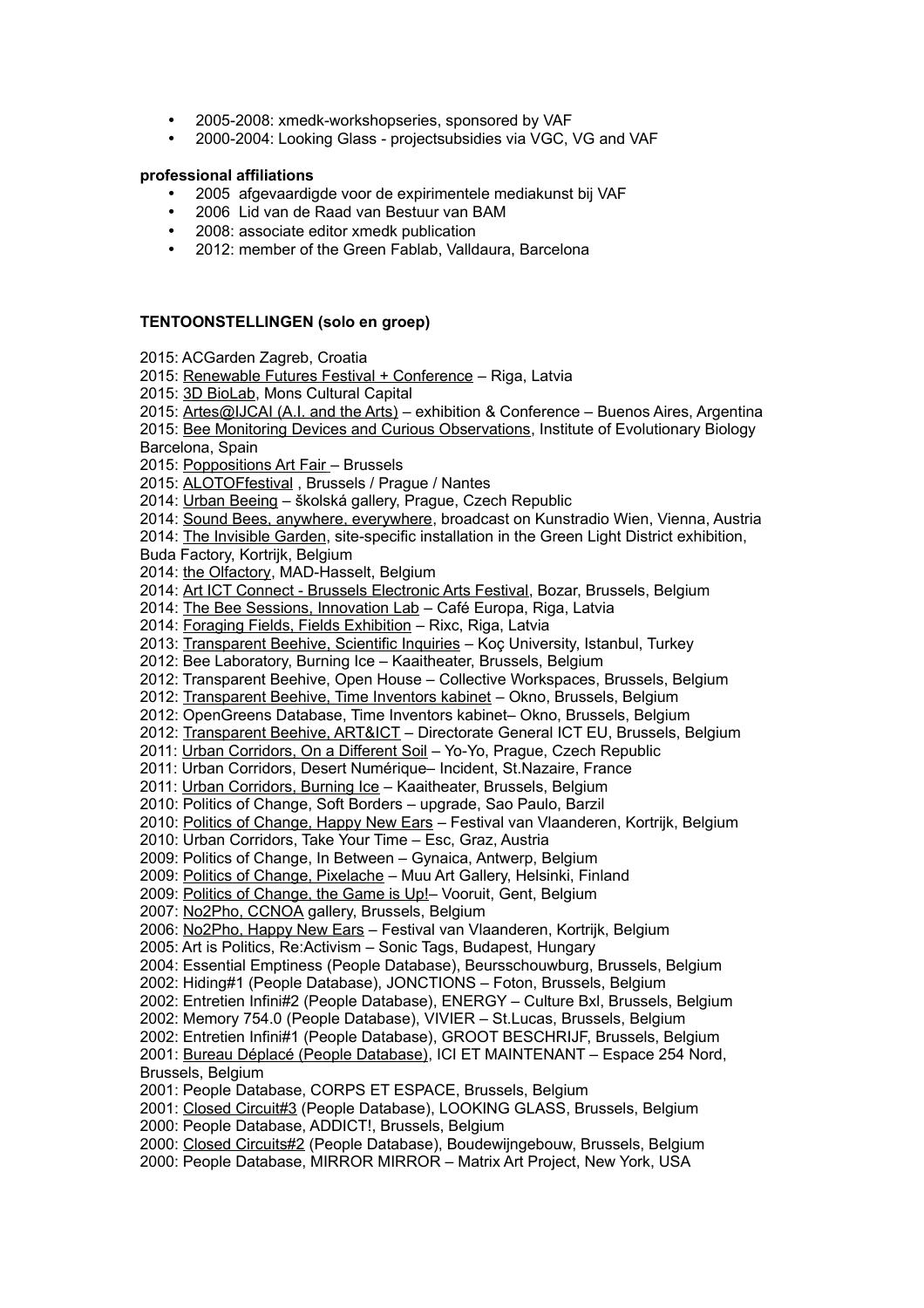- 2005-2008: xmedk-workshopseries, sponsored by VAF
- 2000-2004: Looking Glass - projectsubsidies via VGC, VG and VAF

**professional affiliations**

- 2005  afgevaardigde voor de expirimentele mediakunst bij VAF
- 2006  Lid van de Raad van Bestuur van BAM
- 2008: associate editor xmedk publication
- 2012: member of the Green Fablab, Valldaura, Barcelona

**TENTOONSTELLINGEN (solo en groep)**

2015: ACGarden Zagreb, Croatia
2015: Renewable Futures Festival + Conference – Riga, Latvia
2015: 3D BioLab, Mons Cultural Capital
2015: Artes@IJCAI (A.I. and the Arts) – exhibition & Conference – Buenos Aires, Argentina
2015: Bee Monitoring Devices and Curious Observations, Institute of Evolutionary Biology Barcelona, Spain
2015: Poppositions Art Fair – Brussels
2015: ALOTOFfestival , Brussels / Prague / Nantes
2014: Urban Beeing – školská gallery, Prague, Czech Republic
2014: Sound Bees, anywhere, everywhere, broadcast on Kunstradio Wien, Vienna, Austria
2014: The Invisible Garden, site-specific installation in the Green Light District exhibition, Buda Factory, Kortrijk, Belgium
2014: the Olfactory, MAD-Hasselt, Belgium
2014: Art ICT Connect - Brussels Electronic Arts Festival, Bozar, Brussels, Belgium
2014: The Bee Sessions, Innovation Lab – Café Europa, Riga, Latvia
2014: Foraging Fields, Fields Exhibition – Rixc, Riga, Latvia
2013: Transparent Beehive, Scientific Inquiries – Koç University, Istanbul, Turkey
2012: Bee Laboratory, Burning Ice – Kaaitheater, Brussels, Belgium
2012: Transparent Beehive, Open House – Collective Workspaces, Brussels, Belgium
2012: Transparent Beehive, Time Inventors kabinet – Okno, Brussels, Belgium
2012: OpenGreens Database, Time Inventors kabinet– Okno, Brussels, Belgium
2012: Transparent Beehive, ART&ICT – Directorate General ICT EU, Brussels, Belgium
2011: Urban Corridors, On a Different Soil – Yo-Yo, Prague, Czech Republic
2011: Urban Corridors, Desert Numérique– Incident, St.Nazaire, France
2011: Urban Corridors, Burning Ice – Kaaitheater, Brussels, Belgium
2010: Politics of Change, Soft Borders – upgrade, Sao Paulo, Barzil
2010: Politics of Change, Happy New Ears – Festival van Vlaanderen, Kortrijk, Belgium
2010: Urban Corridors, Take Your Time – Esc, Graz, Austria
2009: Politics of Change, In Between – Gynaica, Antwerp, Belgium
2009: Politics of Change, Pixelache – Muu Art Gallery, Helsinki, Finland
2009: Politics of Change, the Game is Up!– Vooruit, Gent, Belgium
2007: No2Pho, CCNOA gallery, Brussels, Belgium
2006: No2Pho, Happy New Ears – Festival van Vlaanderen, Kortrijk, Belgium
2005: Art is Politics, Re:Activism – Sonic Tags, Budapest, Hungary
2004: Essential Emptiness (People Database), Beursschouwburg, Brussels, Belgium
2002: Hiding#1 (People Database), JONCTIONS – Foton, Brussels, Belgium
2002: Entretien Infini#2 (People Database), ENERGY – Culture Bxl, Brussels, Belgium
2002: Memory 754.0 (People Database), VIVIER – St.Lucas, Brussels, Belgium
2002: Entretien Infini#1 (People Database), GROOT BESCHRIJF, Brussels, Belgium
2001: Bureau Déplacé (People Database), ICI ET MAINTENANT – Espace 254 Nord, Brussels, Belgium
2001: People Database, CORPS ET ESPACE, Brussels, Belgium
2001: Closed Circuit#3 (People Database), LOOKING GLASS, Brussels, Belgium
2000: People Database, ADDICT!, Brussels, Belgium
2000: Closed Circuits#2 (People Database), Boudewijngebouw, Brussels, Belgium
2000: People Database, MIRROR MIRROR – Matrix Art Project, New York, USA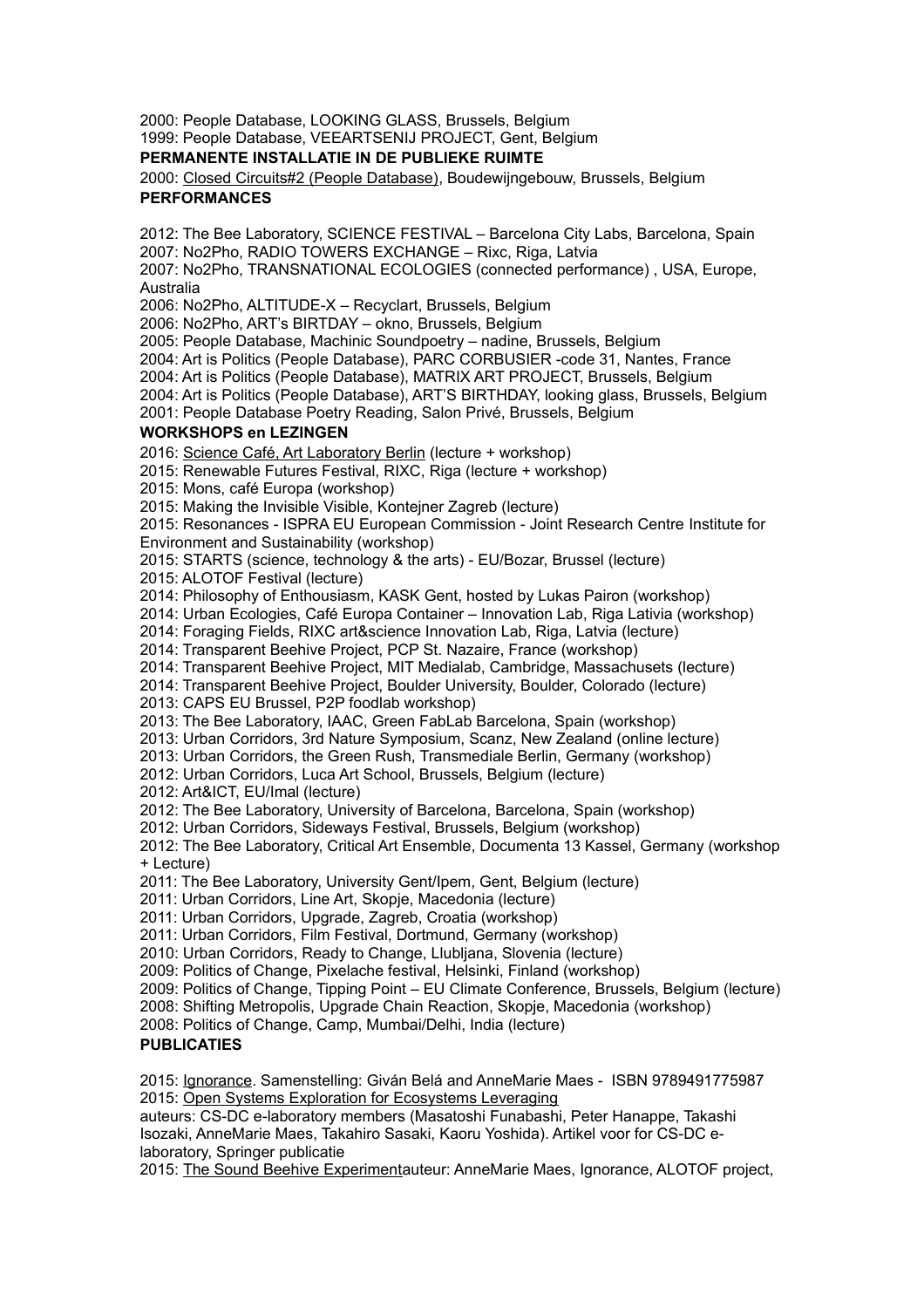2000: People Database, LOOKING GLASS, Brussels, Belgium
1999: People Database, VEEARTSENIJ PROJECT, Gent, Belgium

**PERMANENTE INSTALLATIE IN DE PUBLIEKE RUIMTE**

2000: Closed Circuits#2 (People Database), Boudewijngebouw, Brussels, Belgium

**PERFORMANCES**

2012: The Bee Laboratory, SCIENCE FESTIVAL – Barcelona City Labs, Barcelona, Spain
2007: No2Pho, RADIO TOWERS EXCHANGE – Rixc, Riga, Latvia
2007: No2Pho, TRANSNATIONAL ECOLOGIES (connected performance) , USA, Europe, Australia
2006: No2Pho, ALTITUDE-X – Recyclart, Brussels, Belgium
2006: No2Pho, ART's BIRTDAY – okno, Brussels, Belgium
2005: People Database, Machinic Soundpoetry – nadine, Brussels, Belgium
2004: Art is Politics (People Database), PARC CORBUSIER -code 31, Nantes, France
2004: Art is Politics (People Database), MATRIX ART PROJECT, Brussels, Belgium
2004: Art is Politics (People Database), ART'S BIRTHDAY, looking glass, Brussels, Belgium
2001: People Database Poetry Reading, Salon Privé, Brussels, Belgium

**WORKSHOPS en LEZINGEN**

2016: Science Café, Art Laboratory Berlin (lecture + workshop)
2015: Renewable Futures Festival, RIXC, Riga (lecture + workshop)
2015: Mons, café Europa (workshop)
2015: Making the Invisible Visible, Kontejner Zagreb (lecture)
2015: Resonances - ISPRA EU European Commission - Joint Research Centre Institute for Environment and Sustainability (workshop)
2015: STARTS (science, technology & the arts) - EU/Bozar, Brussel (lecture)
2015: ALOTOF Festival (lecture)
2014: Philosophy of Enthousiasm, KASK Gent, hosted by Lukas Pairon (workshop)
2014: Urban Ecologies, Café Europa Container – Innovation Lab, Riga Lativia (workshop)
2014: Foraging Fields, RIXC art&science Innovation Lab, Riga, Latvia (lecture)
2014: Transparent Beehive Project, PCP St. Nazaire, France (workshop)
2014: Transparent Beehive Project, MIT Medialab, Cambridge, Massachusets (lecture)
2014: Transparent Beehive Project, Boulder University, Boulder, Colorado (lecture)
2013: CAPS EU Brussel, P2P foodlab workshop)
2013: The Bee Laboratory, IAAC, Green FabLab Barcelona, Spain (workshop)
2013: Urban Corridors, 3rd Nature Symposium, Scanz, New Zealand (online lecture)
2013: Urban Corridors, the Green Rush, Transmediale Berlin, Germany (workshop)
2012: Urban Corridors, Luca Art School, Brussels, Belgium (lecture)
2012: Art&ICT, EU/Imal (lecture)
2012: The Bee Laboratory, University of Barcelona, Barcelona, Spain (workshop)
2012: Urban Corridors, Sideways Festival, Brussels, Belgium (workshop)
2012: The Bee Laboratory, Critical Art Ensemble, Documenta 13 Kassel, Germany (workshop + Lecture)
2011: The Bee Laboratory, University Gent/Ipem, Gent, Belgium (lecture)
2011: Urban Corridors, Line Art, Skopje, Macedonia (lecture)
2011: Urban Corridors, Upgrade, Zagreb, Croatia (workshop)
2011: Urban Corridors, Film Festival, Dortmund, Germany (workshop)
2010: Urban Corridors, Ready to Change, Llubljana, Slovenia (lecture)
2009: Politics of Change, Pixelache festival, Helsinki, Finland (workshop)
2009: Politics of Change, Tipping Point – EU Climate Conference, Brussels, Belgium (lecture)
2008: Shifting Metropolis, Upgrade Chain Reaction, Skopje, Macedonia (workshop)
2008: Politics of Change, Camp, Mumbai/Delhi, India (lecture)

**PUBLICATIES**

2015: Ignorance. Samenstelling: Giván Belá and AnneMarie Maes - ISBN 9789491775987
2015: Open Systems Exploration for Ecosystems Leveraging
auteurs: CS-DC e-laboratory members (Masatoshi Funabashi, Peter Hanappe, Takashi Isozaki, AnneMarie Maes, Takahiro Sasaki, Kaoru Yoshida). Artikel voor for CS-DC e-laboratory, Springer publicatie
2015: The Sound Beehive Experimentauteur: AnneMarie Maes, Ignorance, ALOTOF project,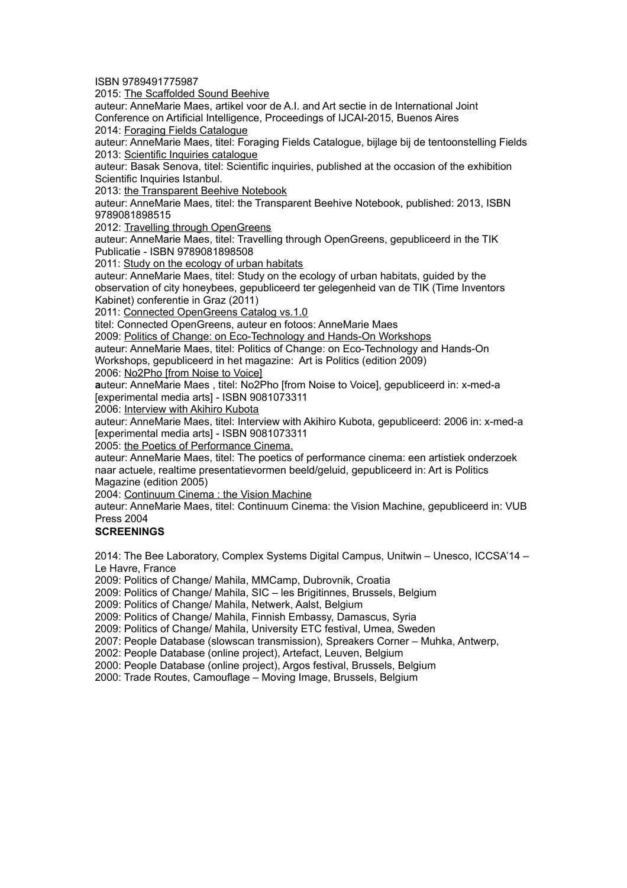ISBN 9789491775987

2015: The Scaffolded Sound Beehive

auteur: AnneMarie Maes, artikel voor de A.I. and Art sectie in de International Joint Conference on Artificial Intelligence, Proceedings of IJCAI-2015, Buenos Aires

2014: Foraging Fields Catalogue

auteur: AnneMarie Maes, titel: Foraging Fields Catalogue, bijlage bij de tentoonstelling Fields

2013: Scientific Inquiries catalogue

auteur: Basak Senova, titel: Scientific inquiries, published at the occasion of the exhibition Scientific Inquiries Istanbul.

2013: the Transparent Beehive Notebook

auteur: AnneMarie Maes, titel: the Transparent Beehive Notebook, published: 2013, ISBN 9789081898515

2012: Travelling through OpenGreens

auteur: AnneMarie Maes, titel: Travelling through OpenGreens, gepubliceerd in the TIK Publicatie - ISBN 9789081898508

2011: Study on the ecology of urban habitats

auteur: AnneMarie Maes, titel: Study on the ecology of urban habitats, guided by the observation of city honeybees, gepubliceerd ter gelegenheid van de TIK (Time Inventors Kabinet) conferentie in Graz (2011)

2011: Connected OpenGreens Catalog vs.1.0

titel: Connected OpenGreens, auteur en fotoos: AnneMarie Maes

2009: Politics of Change: on Eco-Technology and Hands-On Workshops

auteur: AnneMarie Maes, titel: Politics of Change: on Eco-Technology and Hands-On Workshops, gepubliceerd in het magazine: Art is Politics (edition 2009)

2006: No2Pho [from Noise to Voice]

**a**uteur: AnneMarie Maes , titel: No2Pho [from Noise to Voice], gepubliceerd in: x-med-a [experimental media arts] - ISBN 9081073311

2006: Interview with Akihiro Kubota

auteur: AnneMarie Maes, titel: Interview with Akihiro Kubota, gepubliceerd: 2006 in: x-med-a [experimental media arts] - ISBN 9081073311

2005: the Poetics of Performance Cinema.

auteur: AnneMarie Maes, titel: The poetics of performance cinema: een artistiek onderzoek naar actuele, realtime presentatievormen beeld/geluid, gepubliceerd in: Art is Politics Magazine (edition 2005)

2004: Continuum Cinema : the Vision Machine

auteur: AnneMarie Maes, titel: Continuum Cinema: the Vision Machine, gepubliceerd in: VUB Press 2004

**SCREENINGS**

2014: The Bee Laboratory, Complex Systems Digital Campus, Unitwin – Unesco, ICCSA'14 – Le Havre, France

2009: Politics of Change/ Mahila, MMCamp, Dubrovnik, Croatia

2009: Politics of Change/ Mahila, SIC – les Brigitinnes, Brussels, Belgium

2009: Politics of Change/ Mahila, Netwerk, Aalst, Belgium

2009: Politics of Change/ Mahila, Finnish Embassy, Damascus, Syria

2009: Politics of Change/ Mahila, University ETC festival, Umea, Sweden

2007: People Database (slowscan transmission), Spreakers Corner – Muhka, Antwerp,

2002: People Database (online project), Artefact, Leuven, Belgium

2000: People Database (online project), Argos festival, Brussels, Belgium

2000: Trade Routes, Camouflage – Moving Image, Brussels, Belgium